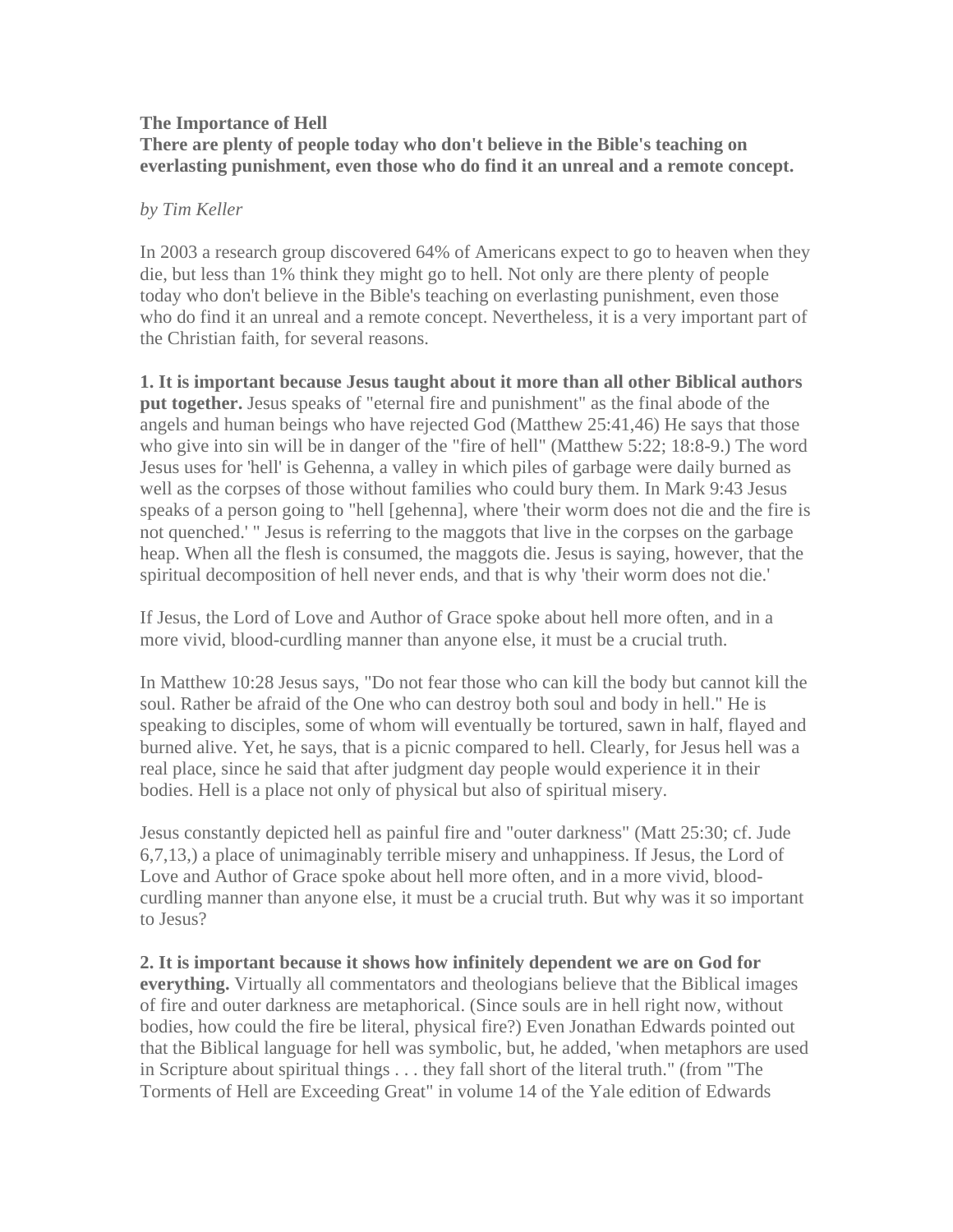**The Importance of Hell**
**There are plenty of people today who don't believe in the Bible's teaching on everlasting punishment, even those who do find it an unreal and a remote concept.**

*by Tim Keller*

In 2003 a research group discovered 64% of Americans expect to go to heaven when they die, but less than 1% think they might go to hell. Not only are there plenty of people today who don't believe in the Bible's teaching on everlasting punishment, even those who do find it an unreal and a remote concept. Nevertheless, it is a very important part of the Christian faith, for several reasons.

**1. It is important because Jesus taught about it more than all other Biblical authors put together.** Jesus speaks of "eternal fire and punishment" as the final abode of the angels and human beings who have rejected God (Matthew 25:41,46) He says that those who give into sin will be in danger of the "fire of hell" (Matthew 5:22; 18:8-9.) The word Jesus uses for 'hell' is Gehenna, a valley in which piles of garbage were daily burned as well as the corpses of those without families who could bury them. In Mark 9:43 Jesus speaks of a person going to "hell [gehenna], where 'their worm does not die and the fire is not quenched.' " Jesus is referring to the maggots that live in the corpses on the garbage heap. When all the flesh is consumed, the maggots die. Jesus is saying, however, that the spiritual decomposition of hell never ends, and that is why 'their worm does not die.'

If Jesus, the Lord of Love and Author of Grace spoke about hell more often, and in a more vivid, blood-curdling manner than anyone else, it must be a crucial truth.

In Matthew 10:28 Jesus says, "Do not fear those who can kill the body but cannot kill the soul. Rather be afraid of the One who can destroy both soul and body in hell." He is speaking to disciples, some of whom will eventually be tortured, sawn in half, flayed and burned alive. Yet, he says, that is a picnic compared to hell. Clearly, for Jesus hell was a real place, since he said that after judgment day people would experience it in their bodies. Hell is a place not only of physical but also of spiritual misery.

Jesus constantly depicted hell as painful fire and "outer darkness" (Matt 25:30; cf. Jude 6,7,13,) a place of unimaginably terrible misery and unhappiness. If Jesus, the Lord of Love and Author of Grace spoke about hell more often, and in a more vivid, blood-curdling manner than anyone else, it must be a crucial truth. But why was it so important to Jesus?

**2. It is important because it shows how infinitely dependent we are on God for everything.** Virtually all commentators and theologians believe that the Biblical images of fire and outer darkness are metaphorical. (Since souls are in hell right now, without bodies, how could the fire be literal, physical fire?) Even Jonathan Edwards pointed out that the Biblical language for hell was symbolic, but, he added, 'when metaphors are used in Scripture about spiritual things . . . they fall short of the literal truth." (from "The Torments of Hell are Exceeding Great" in volume 14 of the Yale edition of Edwards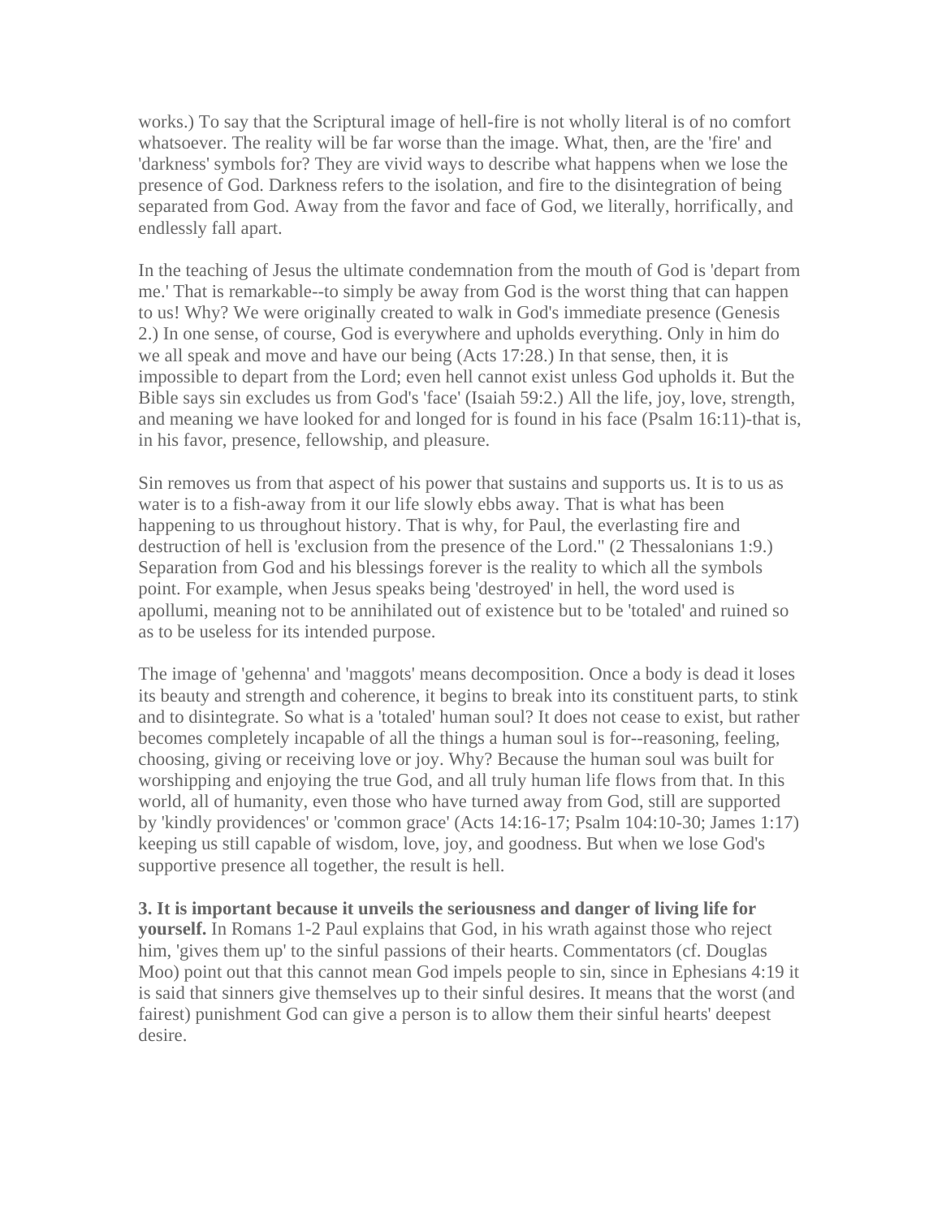works.) To say that the Scriptural image of hell-fire is not wholly literal is of no comfort whatsoever. The reality will be far worse than the image. What, then, are the 'fire' and 'darkness' symbols for? They are vivid ways to describe what happens when we lose the presence of God. Darkness refers to the isolation, and fire to the disintegration of being separated from God. Away from the favor and face of God, we literally, horrifically, and endlessly fall apart.

In the teaching of Jesus the ultimate condemnation from the mouth of God is 'depart from me.' That is remarkable--to simply be away from God is the worst thing that can happen to us! Why? We were originally created to walk in God's immediate presence (Genesis 2.) In one sense, of course, God is everywhere and upholds everything. Only in him do we all speak and move and have our being (Acts 17:28.) In that sense, then, it is impossible to depart from the Lord; even hell cannot exist unless God upholds it. But the Bible says sin excludes us from God's 'face' (Isaiah 59:2.) All the life, joy, love, strength, and meaning we have looked for and longed for is found in his face (Psalm 16:11)-that is, in his favor, presence, fellowship, and pleasure.

Sin removes us from that aspect of his power that sustains and supports us. It is to us as water is to a fish-away from it our life slowly ebbs away. That is what has been happening to us throughout history. That is why, for Paul, the everlasting fire and destruction of hell is 'exclusion from the presence of the Lord." (2 Thessalonians 1:9.) Separation from God and his blessings forever is the reality to which all the symbols point. For example, when Jesus speaks being 'destroyed' in hell, the word used is apollumi, meaning not to be annihilated out of existence but to be 'totaled' and ruined so as to be useless for its intended purpose.

The image of 'gehenna' and 'maggots' means decomposition. Once a body is dead it loses its beauty and strength and coherence, it begins to break into its constituent parts, to stink and to disintegrate. So what is a 'totaled' human soul? It does not cease to exist, but rather becomes completely incapable of all the things a human soul is for--reasoning, feeling, choosing, giving or receiving love or joy. Why? Because the human soul was built for worshipping and enjoying the true God, and all truly human life flows from that. In this world, all of humanity, even those who have turned away from God, still are supported by 'kindly providences' or 'common grace' (Acts 14:16-17; Psalm 104:10-30; James 1:17) keeping us still capable of wisdom, love, joy, and goodness. But when we lose God's supportive presence all together, the result is hell.

**3. It is important because it unveils the seriousness and danger of living life for yourself.** In Romans 1-2 Paul explains that God, in his wrath against those who reject him, 'gives them up' to the sinful passions of their hearts. Commentators (cf. Douglas Moo) point out that this cannot mean God impels people to sin, since in Ephesians 4:19 it is said that sinners give themselves up to their sinful desires. It means that the worst (and fairest) punishment God can give a person is to allow them their sinful hearts' deepest desire.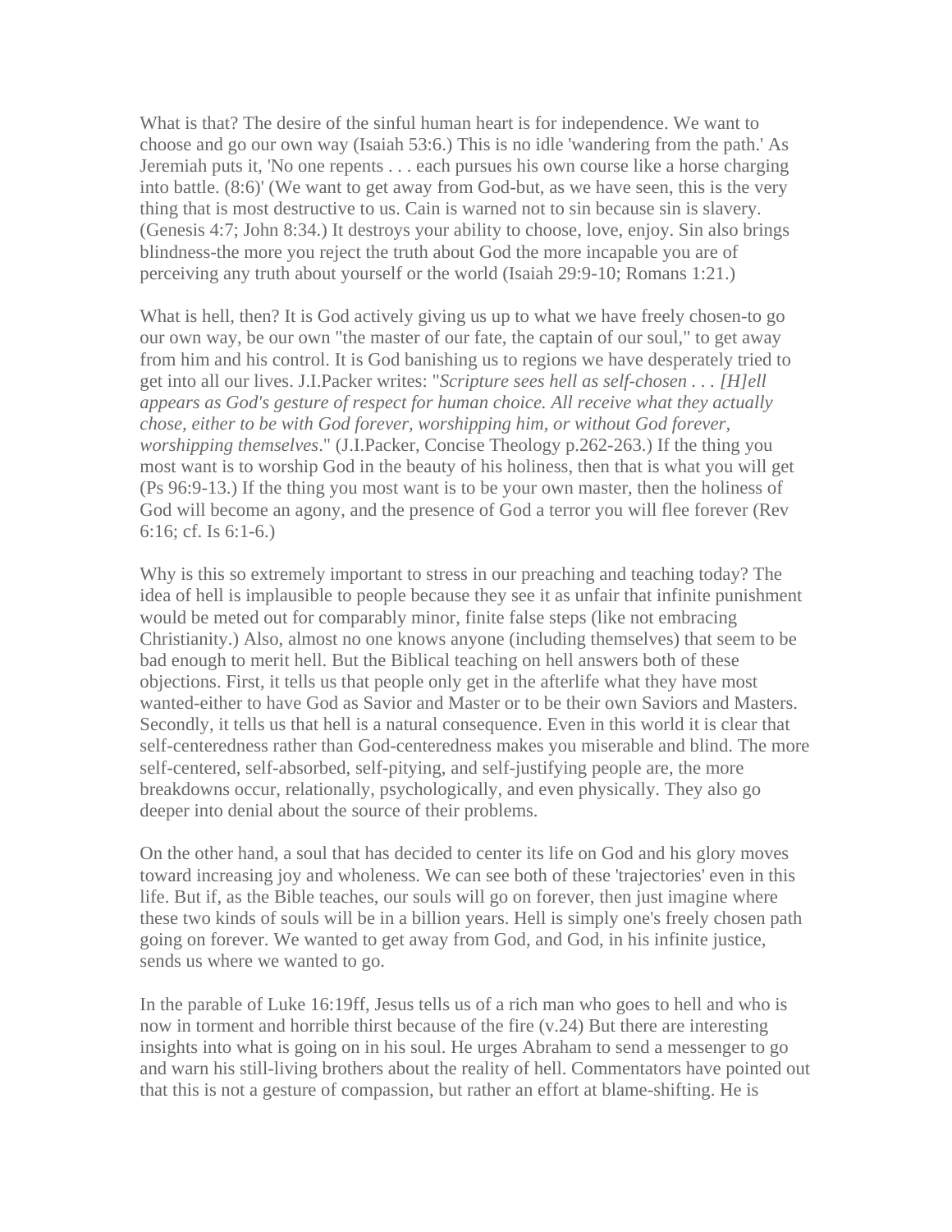What is that? The desire of the sinful human heart is for independence. We want to choose and go our own way (Isaiah 53:6.) This is no idle 'wandering from the path.' As Jeremiah puts it, 'No one repents . . . each pursues his own course like a horse charging into battle. (8:6)' (We want to get away from God-but, as we have seen, this is the very thing that is most destructive to us. Cain is warned not to sin because sin is slavery. (Genesis 4:7; John 8:34.) It destroys your ability to choose, love, enjoy. Sin also brings blindness-the more you reject the truth about God the more incapable you are of perceiving any truth about yourself or the world (Isaiah 29:9-10; Romans 1:21.)

What is hell, then? It is God actively giving us up to what we have freely chosen-to go our own way, be our own "the master of our fate, the captain of our soul," to get away from him and his control. It is God banishing us to regions we have desperately tried to get into all our lives. J.I.Packer writes: "*Scripture sees hell as self-chosen . . . [H]ell appears as God's gesture of respect for human choice. All receive what they actually chose, either to be with God forever, worshipping him, or without God forever, worshipping themselves*." (J.I.Packer, Concise Theology p.262-263.) If the thing you most want is to worship God in the beauty of his holiness, then that is what you will get (Ps 96:9-13.) If the thing you most want is to be your own master, then the holiness of God will become an agony, and the presence of God a terror you will flee forever (Rev 6:16; cf. Is 6:1-6.)

Why is this so extremely important to stress in our preaching and teaching today? The idea of hell is implausible to people because they see it as unfair that infinite punishment would be meted out for comparably minor, finite false steps (like not embracing Christianity.) Also, almost no one knows anyone (including themselves) that seem to be bad enough to merit hell. But the Biblical teaching on hell answers both of these objections. First, it tells us that people only get in the afterlife what they have most wanted-either to have God as Savior and Master or to be their own Saviors and Masters. Secondly, it tells us that hell is a natural consequence. Even in this world it is clear that self-centeredness rather than God-centeredness makes you miserable and blind. The more self-centered, self-absorbed, self-pitying, and self-justifying people are, the more breakdowns occur, relationally, psychologically, and even physically. They also go deeper into denial about the source of their problems.

On the other hand, a soul that has decided to center its life on God and his glory moves toward increasing joy and wholeness. We can see both of these 'trajectories' even in this life. But if, as the Bible teaches, our souls will go on forever, then just imagine where these two kinds of souls will be in a billion years. Hell is simply one's freely chosen path going on forever. We wanted to get away from God, and God, in his infinite justice, sends us where we wanted to go.

In the parable of Luke 16:19ff, Jesus tells us of a rich man who goes to hell and who is now in torment and horrible thirst because of the fire (v.24) But there are interesting insights into what is going on in his soul. He urges Abraham to send a messenger to go and warn his still-living brothers about the reality of hell. Commentators have pointed out that this is not a gesture of compassion, but rather an effort at blame-shifting. He is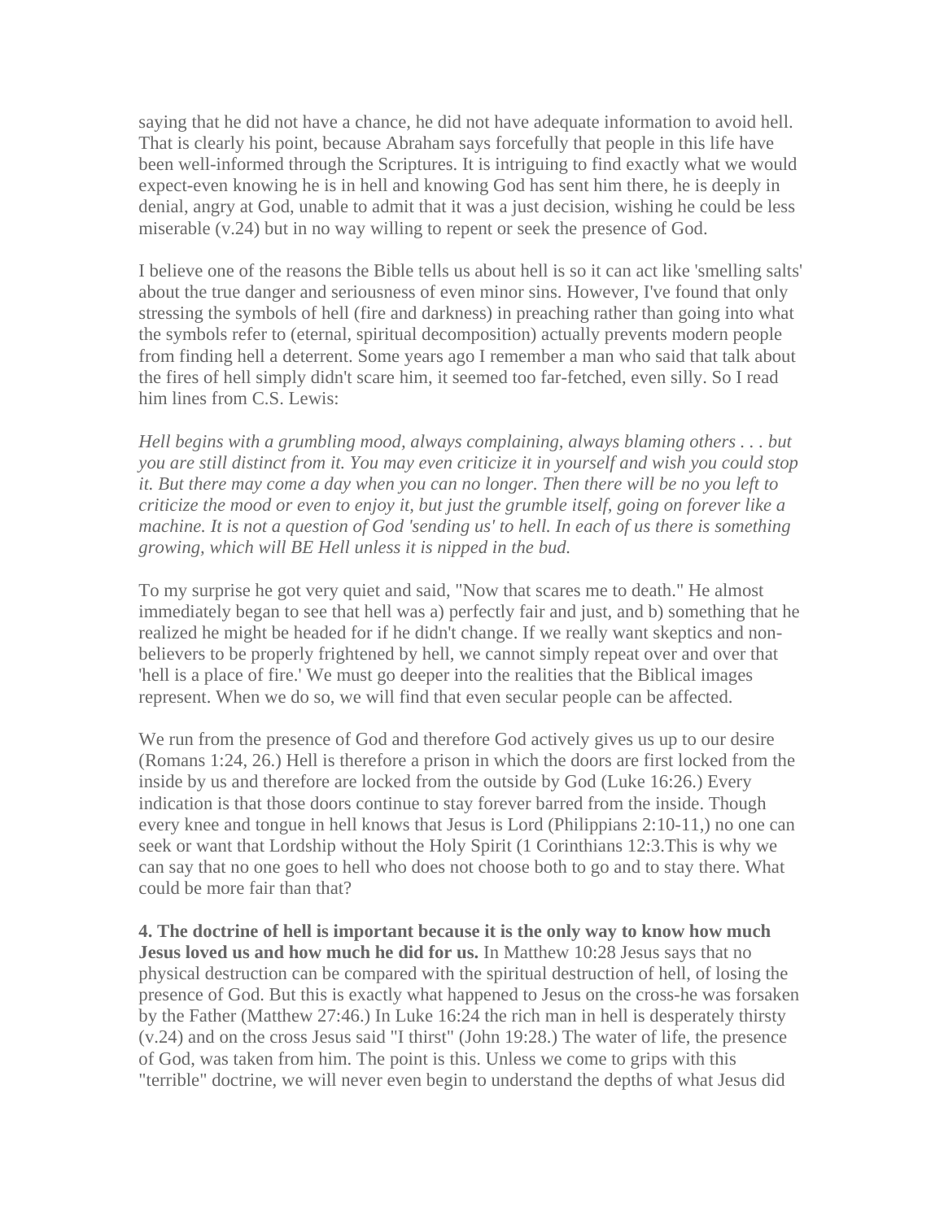saying that he did not have a chance, he did not have adequate information to avoid hell. That is clearly his point, because Abraham says forcefully that people in this life have been well-informed through the Scriptures. It is intriguing to find exactly what we would expect-even knowing he is in hell and knowing God has sent him there, he is deeply in denial, angry at God, unable to admit that it was a just decision, wishing he could be less miserable (v.24) but in no way willing to repent or seek the presence of God.

I believe one of the reasons the Bible tells us about hell is so it can act like 'smelling salts' about the true danger and seriousness of even minor sins. However, I've found that only stressing the symbols of hell (fire and darkness) in preaching rather than going into what the symbols refer to (eternal, spiritual decomposition) actually prevents modern people from finding hell a deterrent. Some years ago I remember a man who said that talk about the fires of hell simply didn't scare him, it seemed too far-fetched, even silly. So I read him lines from C.S. Lewis:

*Hell begins with a grumbling mood, always complaining, always blaming others . . . but you are still distinct from it. You may even criticize it in yourself and wish you could stop it. But there may come a day when you can no longer. Then there will be no you left to criticize the mood or even to enjoy it, but just the grumble itself, going on forever like a machine. It is not a question of God 'sending us' to hell. In each of us there is something growing, which will BE Hell unless it is nipped in the bud.*

To my surprise he got very quiet and said, "Now that scares me to death." He almost immediately began to see that hell was a) perfectly fair and just, and b) something that he realized he might be headed for if he didn't change. If we really want skeptics and non-believers to be properly frightened by hell, we cannot simply repeat over and over that 'hell is a place of fire.' We must go deeper into the realities that the Biblical images represent. When we do so, we will find that even secular people can be affected.

We run from the presence of God and therefore God actively gives us up to our desire (Romans 1:24, 26.) Hell is therefore a prison in which the doors are first locked from the inside by us and therefore are locked from the outside by God (Luke 16:26.) Every indication is that those doors continue to stay forever barred from the inside. Though every knee and tongue in hell knows that Jesus is Lord (Philippians 2:10-11,) no one can seek or want that Lordship without the Holy Spirit (1 Corinthians 12:3.This is why we can say that no one goes to hell who does not choose both to go and to stay there. What could be more fair than that?

**4. The doctrine of hell is important because it is the only way to know how much Jesus loved us and how much he did for us.** In Matthew 10:28 Jesus says that no physical destruction can be compared with the spiritual destruction of hell, of losing the presence of God. But this is exactly what happened to Jesus on the cross-he was forsaken by the Father (Matthew 27:46.) In Luke 16:24 the rich man in hell is desperately thirsty (v.24) and on the cross Jesus said "I thirst" (John 19:28.) The water of life, the presence of God, was taken from him. The point is this. Unless we come to grips with this "terrible" doctrine, we will never even begin to understand the depths of what Jesus did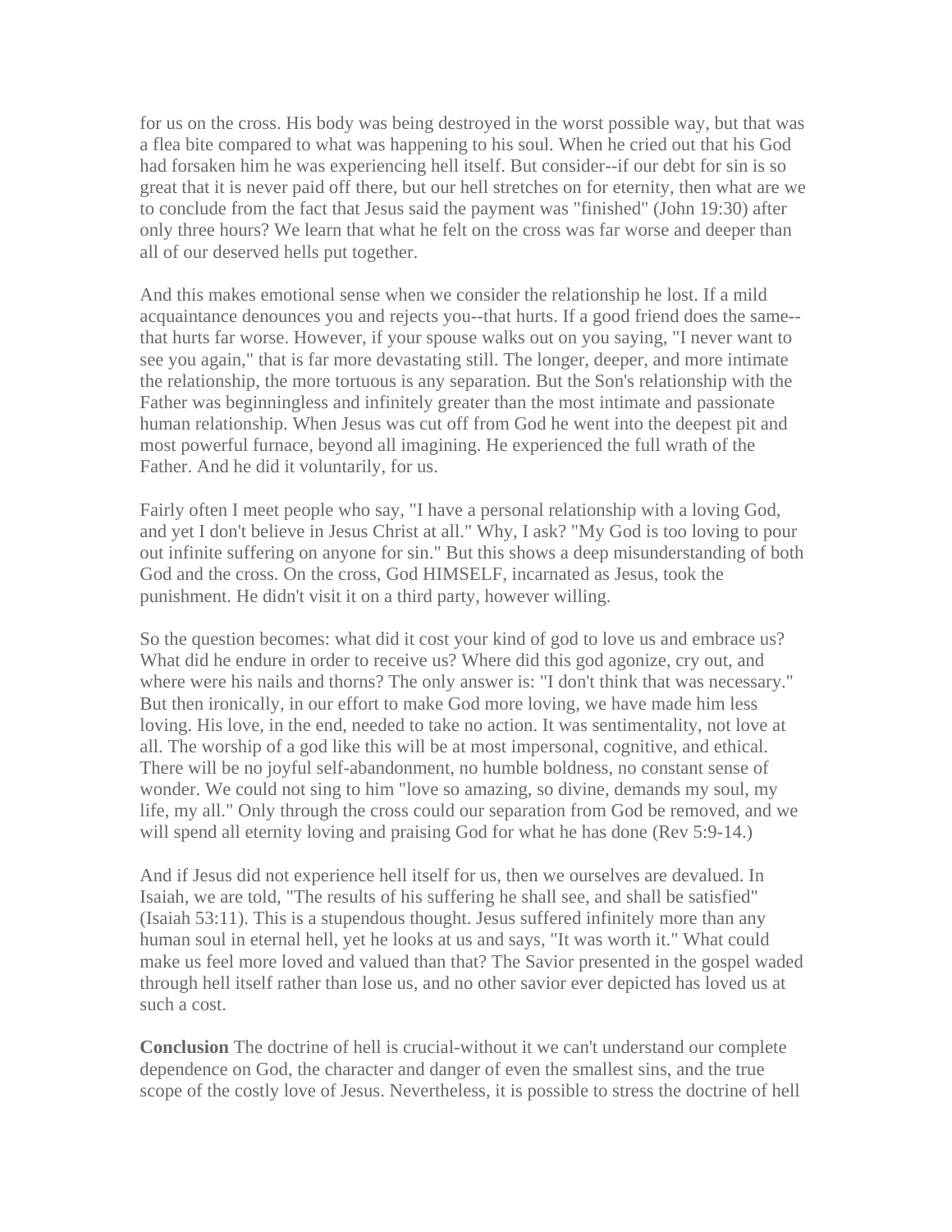for us on the cross. His body was being destroyed in the worst possible way, but that was a flea bite compared to what was happening to his soul. When he cried out that his God had forsaken him he was experiencing hell itself. But consider--if our debt for sin is so great that it is never paid off there, but our hell stretches on for eternity, then what are we to conclude from the fact that Jesus said the payment was "finished" (John 19:30) after only three hours? We learn that what he felt on the cross was far worse and deeper than all of our deserved hells put together.

And this makes emotional sense when we consider the relationship he lost. If a mild acquaintance denounces you and rejects you--that hurts. If a good friend does the same--that hurts far worse. However, if your spouse walks out on you saying, "I never want to see you again," that is far more devastating still. The longer, deeper, and more intimate the relationship, the more tortuous is any separation. But the Son's relationship with the Father was beginningless and infinitely greater than the most intimate and passionate human relationship. When Jesus was cut off from God he went into the deepest pit and most powerful furnace, beyond all imagining. He experienced the full wrath of the Father. And he did it voluntarily, for us.

Fairly often I meet people who say, "I have a personal relationship with a loving God, and yet I don't believe in Jesus Christ at all." Why, I ask? "My God is too loving to pour out infinite suffering on anyone for sin." But this shows a deep misunderstanding of both God and the cross. On the cross, God HIMSELF, incarnated as Jesus, took the punishment. He didn't visit it on a third party, however willing.

So the question becomes: what did it cost your kind of god to love us and embrace us? What did he endure in order to receive us? Where did this god agonize, cry out, and where were his nails and thorns? The only answer is: "I don't think that was necessary." But then ironically, in our effort to make God more loving, we have made him less loving. His love, in the end, needed to take no action. It was sentimentality, not love at all. The worship of a god like this will be at most impersonal, cognitive, and ethical. There will be no joyful self-abandonment, no humble boldness, no constant sense of wonder. We could not sing to him "love so amazing, so divine, demands my soul, my life, my all." Only through the cross could our separation from God be removed, and we will spend all eternity loving and praising God for what he has done (Rev 5:9-14.)

And if Jesus did not experience hell itself for us, then we ourselves are devalued. In Isaiah, we are told, "The results of his suffering he shall see, and shall be satisfied" (Isaiah 53:11). This is a stupendous thought. Jesus suffered infinitely more than any human soul in eternal hell, yet he looks at us and says, "It was worth it." What could make us feel more loved and valued than that? The Savior presented in the gospel waded through hell itself rather than lose us, and no other savior ever depicted has loved us at such a cost.

**Conclusion** The doctrine of hell is crucial-without it we can't understand our complete dependence on God, the character and danger of even the smallest sins, and the true scope of the costly love of Jesus. Nevertheless, it is possible to stress the doctrine of hell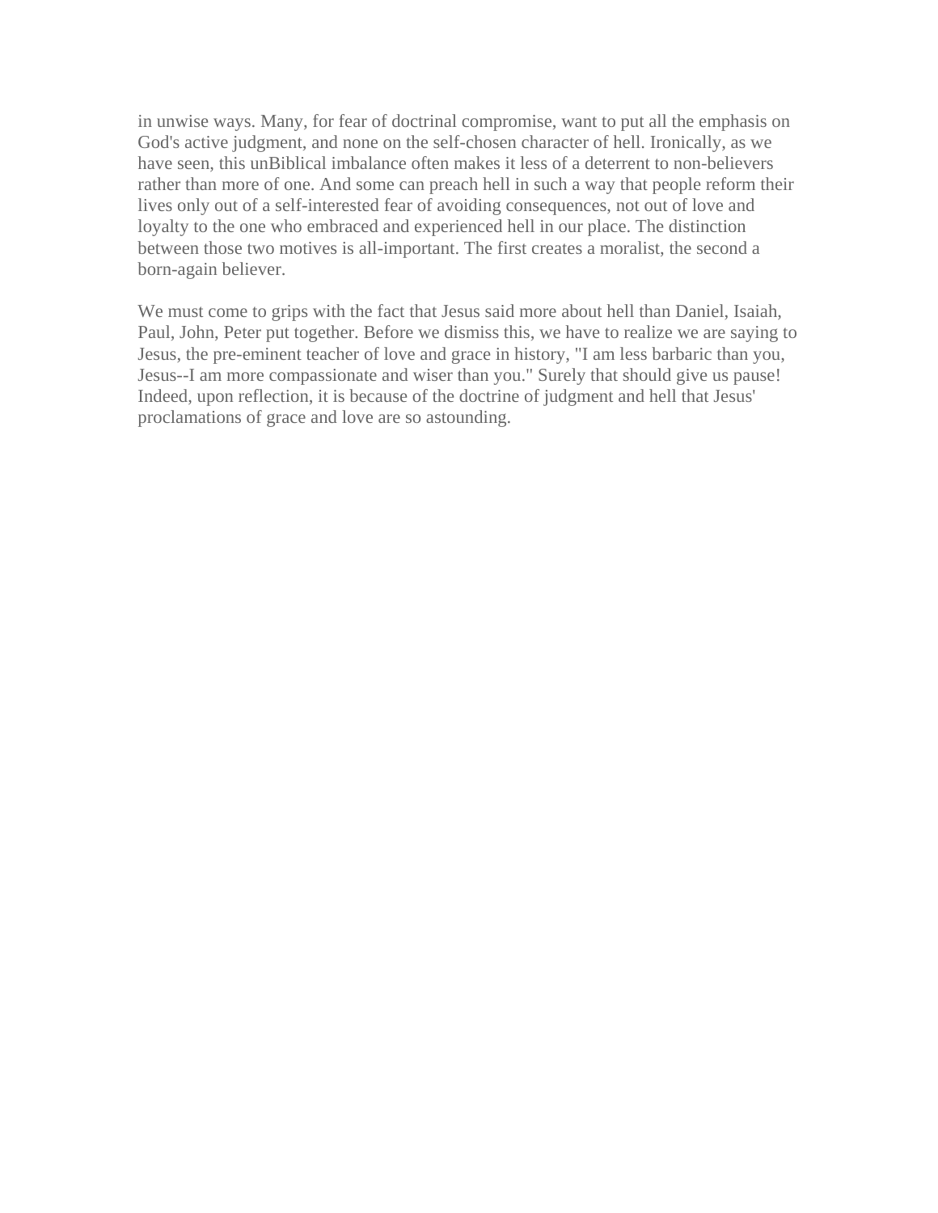in unwise ways. Many, for fear of doctrinal compromise, want to put all the emphasis on God's active judgment, and none on the self-chosen character of hell. Ironically, as we have seen, this unBiblical imbalance often makes it less of a deterrent to non-believers rather than more of one. And some can preach hell in such a way that people reform their lives only out of a self-interested fear of avoiding consequences, not out of love and loyalty to the one who embraced and experienced hell in our place. The distinction between those two motives is all-important. The first creates a moralist, the second a born-again believer.

We must come to grips with the fact that Jesus said more about hell than Daniel, Isaiah, Paul, John, Peter put together. Before we dismiss this, we have to realize we are saying to Jesus, the pre-eminent teacher of love and grace in history, "I am less barbaric than you, Jesus--I am more compassionate and wiser than you." Surely that should give us pause! Indeed, upon reflection, it is because of the doctrine of judgment and hell that Jesus' proclamations of grace and love are so astounding.